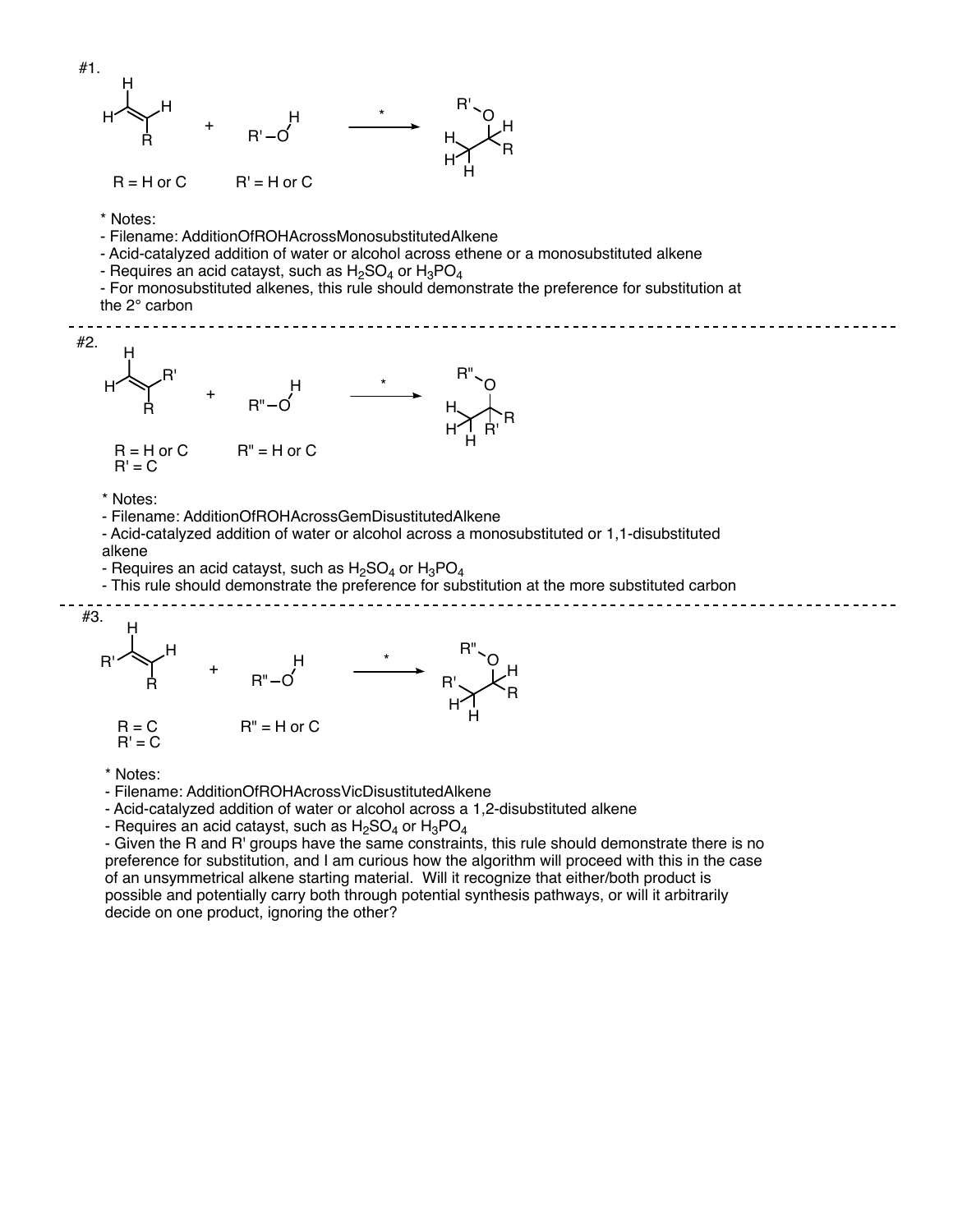#1.

R = H or C    R' = H or C

\* Notes:
- Filename: AdditionOfROHAcrossMonosubstitutedAlkene
- Acid-catalyzed addition of water or alcohol across ethene or a monosubstituted alkene
- Requires an acid catayst, such as $H_2SO_4$ or $H_3PO_4$
- For monosubstituted alkenes, this rule should demonstrate the preference for substitution at the 2° carbon

---

#2.

R = H or C    R" = H or C
R' = C

\* Notes:
- Filename: AdditionOfROHAcrossGemDisustitutedAlkene
- Acid-catalyzed addition of water or alcohol across a monosubstituted or 1,1-disubstituted alkene
- Requires an acid catayst, such as $H_2SO_4$ or $H_3PO_4$
- This rule should demonstrate the preference for substitution at the more substituted carbon

---

#3.

R = C    R" = H or C
R' = C

\* Notes:
- Filename: AdditionOfROHAcrossVicDisustitutedAlkene
- Acid-catalyzed addition of water or alcohol across a 1,2-disubstituted alkene
- Requires an acid catayst, such as $H_2SO_4$ or $H_3PO_4$
- Given the R and R' groups have the same constraints, this rule should demonstrate there is no preference for substitution, and I am curious how the algorithm will proceed with this in the case of an unsymmetrical alkene starting material. Will it recognize that either/both product is possible and potentially carry both through potential synthesis pathways, or will it arbitrarily decide on one product, ignoring the other?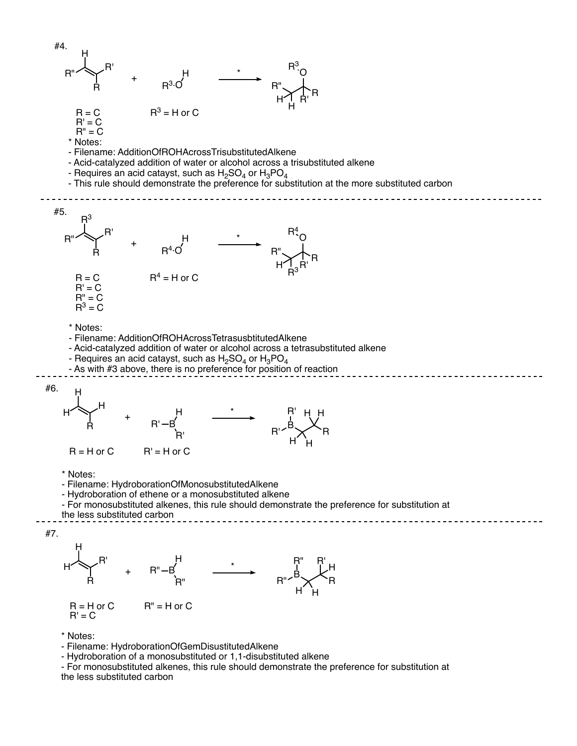#4.

R'' , H, R', R alkene + $R^3$·O–H → (*) → $R^3$O, R'', H, H, R', R product

R = C
R' = C
R'' = C

$R^3$ = H or C

\* Notes:
- Filename: AdditionOfROHAcrossTrisubstitutedAlkene
- Acid-catalyzed addition of water or alcohol across a trisubstituted alkene
- Requires an acid catayst, such as $H_2SO_4$ or $H_3PO_4$
- This rule should demonstrate the preference for substitution at the more substituted carbon

---

#5.

$R^3$, R'', R', R alkene + $R^4$·O–H → (*) → $R^4$O, R'', H, $R^3$, R', R product

R = C
R' = C
R'' = C
$R^3$ = C

$R^4$ = H or C

\* Notes:
- Filename: AdditionOfROHAcrossTetrasusbtitutedAlkene
- Acid-catalyzed addition of water or alcohol across a tetrasubstituted alkene
- Requires an acid catayst, such as $H_2SO_4$ or $H_3PO_4$
- As with #3 above, there is no preference for position of reaction

---

#6.

H, H, H, R alkene + R'–B(H)–R' → (*) → R', R', B, H, H, H, H, R product

R = H or C

R' = H or C

\* Notes:
- Filename: HydroborationOfMonosubstitutedAlkene
- Hydroboration of ethene or a monosubstituted alkene
- For monosubstituted alkenes, this rule should demonstrate the preference for substitution at the less substituted carbon

---

#7.

H, H, R', R alkene + R''–B(H)–R'' → (*) → R'', R'', B, H, H, R', H, R product

R = H or C
R' = C

R'' = H or C

\* Notes:
- Filename: HydroborationOfGemDisustitutedAlkene
- Hydroboration of a monosubstituted or 1,1-disubstituted alkene
- For monosubstituted alkenes, this rule should demonstrate the preference for substitution at the less substituted carbon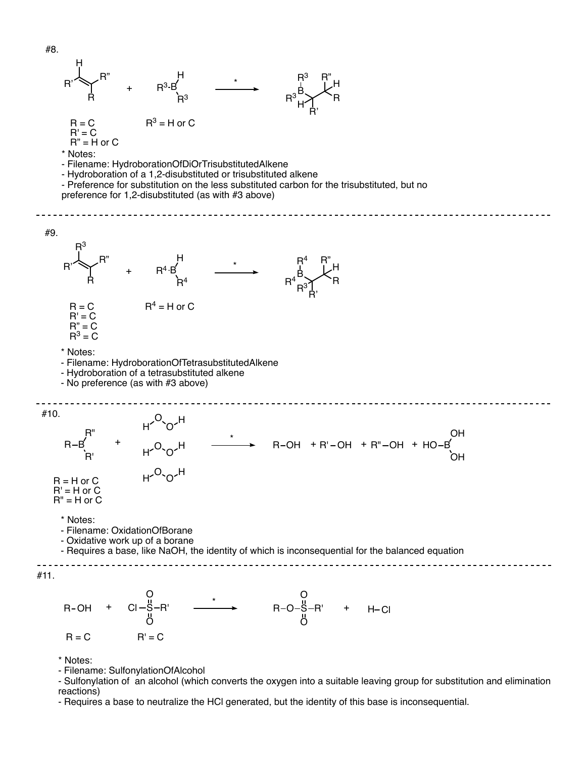#8.

R' (H)C=C(R")R + $R^3$-B(H)-$R^3$ →* $R^3$($R^3$)B–CH(R')–CH(R")(R)

R = C
R' = C
R" = H or C

$R^3$ = H or C

* Notes:
- Filename: HydroborationOfDiOrTrisubstitutedAlkene
- Hydroboration of a 1,2-disubstituted or trisubstituted alkene
- Preference for substitution on the less substituted carbon for the trisubstituted, but no preference for 1,2-disubstituted (as with #3 above)

---

#9.

R'($R^3$)C=C(R")R + $R^4$-B(H)-$R^4$ →* $R^4$($R^4$)B–C($R^3$)(R')–CH(R")(R)

R = C
R' = C
R" = C
$R^3$ = C

$R^4$ = H or C

* Notes:
- Filename: HydroborationOfTetrasubstitutedAlkene
- Hydroboration of a tetrasubstituted alkene
- No preference (as with #3 above)

---

#10.

R–B(R")(R') + H–O–O–H + H–O–O–H + H–O–O–H →* R–OH + R'–OH + R"–OH + HO–B(OH)(OH)

R = H or C
R' = H or C
R" = H or C

* Notes:
- Filename: OxidationOfBorane
- Oxidative work up of a borane
- Requires a base, like NaOH, the identity of which is inconsequential for the balanced equation

---

#11.

R–OH + Cl–S(=O)(=O)–R' →* R–O–S(=O)(=O)–R' + H–Cl

R = C
R' = C

* Notes:
- Filename: SulfonylationOfAlcohol
- Sulfonylation of an alcohol (which converts the oxygen into a suitable leaving group for substitution and elimination reactions)
- Requires a base to neutralize the HCl generated, but the identity of this base is inconsequential.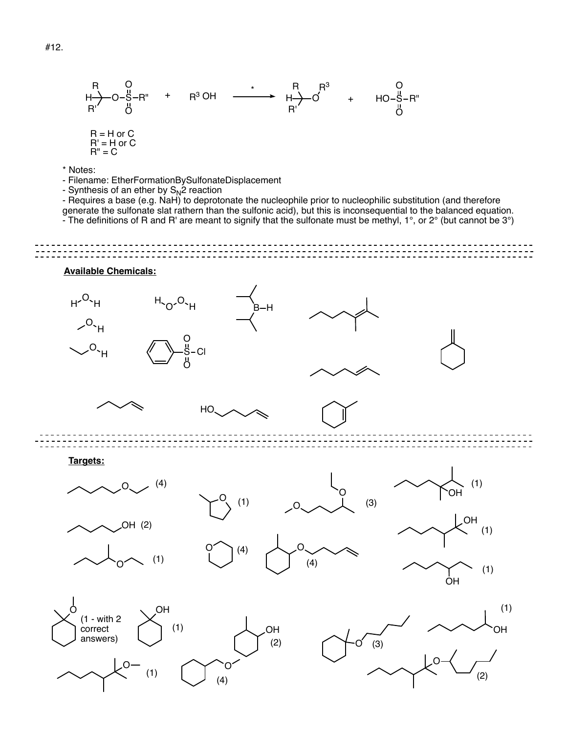#12.

$$\text{R}(\text{R}')\text{HC–O–SO}_2\text{–R}'' + \text{R}^3\text{OH} \xrightarrow{*} \text{R}(\text{R}')\text{HC–O–R}^3 + \text{HO–SO}_2\text{–R}''$$

R = H or C
R' = H or C
R" = C

\* Notes:

- Filename: EtherFormationBySulfonateDisplacement
- Synthesis of an ether by $S_N2$ reaction
- Requires a base (e.g. NaH) to deprotonate the nucleophile prior to nucleophilic substitution (and therefore generate the sulfonate slat rathern than the sulfonic acid), but this is inconsequential to the balanced equation.
- The definitions of R and R' are meant to signify that the sulfonate must be methyl, 1°, or 2° (but cannot be 3°)

---

**Available Chemicals:**

---

**Targets:**

(4)

(1)

(3)

(1)

(2)

(1)

(1)

(4)

(4)

(1)

(1 - with 2 correct answers)

(1)

(2)

(3)

(1)

(1)

(4)

(2)